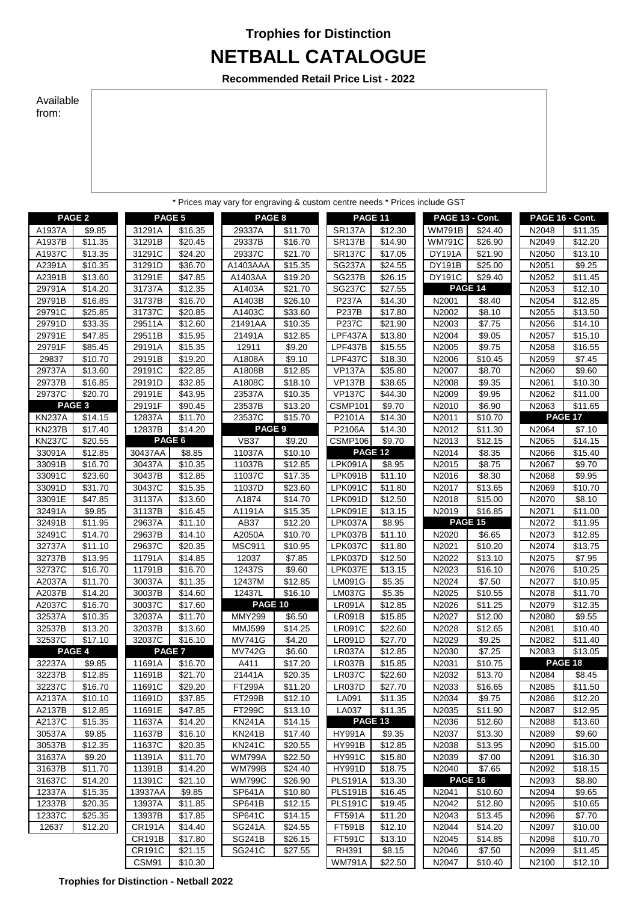**Trophies for Distinction**

# NETBALL CATALOGUE

**Recommended Retail Price List - 2022**

Available from:

\* Prices may vary for engraving & custom centre needs \* Prices include GST

| PAGE 2 | |
|---|---|
| A1937A | $9.85 |
| A1937B | $11.35 |
| A1937C | $13.35 |
| A2391A | $10.35 |
| A2391B | $13.60 |
| 29791A | $14.20 |
| 29791B | $16.85 |
| 29791C | $25.85 |
| 29791D | $33.35 |
| 29791E | $47.85 |
| 29791F | $85.45 |
| 29837 | $10.70 |
| 29737A | $13.60 |
| 29737B | $16.85 |
| 29737C | $20.70 |
| **PAGE 3** | |
| KN237A | $14.15 |
| KN237B | $17.40 |
| KN237C | $20.55 |
| 33091A | $12.85 |
| 33091B | $16.70 |
| 33091C | $23.60 |
| 33091D | $31.70 |
| 33091E | $47.85 |
| 32491A | $9.85 |
| 32491B | $11.95 |
| 32491C | $14.70 |
| 32737A | $11.10 |
| 32737B | $13.95 |
| 32737C | $16.70 |
| A2037A | $11.70 |
| A2037B | $14.20 |
| A2037C | $16.70 |
| 32537A | $10.35 |
| 32537B | $13.20 |
| 32537C | $17.10 |
| **PAGE 4** | |
| 32237A | $9.85 |
| 32237B | $12.85 |
| 32237C | $16.70 |
| A2137A | $10.10 |
| A2137B | $12.85 |
| A2137C | $15.35 |
| 30537A | $9.85 |
| 30537B | $12.35 |
| 31637A | $9.20 |
| 31637B | $11.70 |
| 31637C | $14.20 |
| 12337A | $15.35 |
| 12337B | $20.35 |
| 12337C | $25.35 |
| 12637 | $12.20 |

| PAGE 5 | |
|---|---|
| 31291A | $16.35 |
| 31291B | $20.45 |
| 31291C | $24.20 |
| 31291D | $36.70 |
| 31291E | $47.85 |
| 31737A | $12.35 |
| 31737B | $16.70 |
| 31737C | $20.85 |
| 29511A | $12.60 |
| 29511B | $15.95 |
| 29191A | $15.35 |
| 29191B | $19.20 |
| 29191C | $22.85 |
| 29191D | $32.85 |
| 29191E | $43.95 |
| 29191F | $90.45 |
| 12837A | $11.70 |
| 12837B | $14.20 |
| **PAGE 6** | |
| 30437AA | $8.85 |
| 30437A | $10.35 |
| 30437B | $12.85 |
| 30437C | $15.35 |
| 31137A | $13.60 |
| 31137B | $16.45 |
| 29637A | $11.10 |
| 29637B | $14.10 |
| 29637C | $20.35 |
| 11791A | $14.85 |
| 11791B | $16.70 |
| 30037A | $11.35 |
| 30037B | $14.60 |
| 30037C | $17.60 |
| 32037A | $11.70 |
| 32037B | $13.60 |
| 32037C | $16.10 |
| **PAGE 7** | |
| 11691A | $16.70 |
| 11691B | $21.70 |
| 11691C | $29.20 |
| 11691D | $37.85 |
| 11691E | $47.85 |
| 11637A | $14.20 |
| 11637B | $16.10 |
| 11637C | $20.35 |
| 11391A | $11.70 |
| 11391B | $14.20 |
| 11391C | $21.10 |
| 13937AA | $9.85 |
| 13937A | $11.85 |
| 13937B | $17.85 |
| CR191A | $14.40 |
| CR191B | $17.80 |
| CR191C | $21.15 |
| CSM91 | $10.30 |

| PAGE 8 | |
|---|---|
| 29337A | $11.70 |
| 29337B | $16.70 |
| 29337C | $21.70 |
| A1403AAA | $15.35 |
| A1403AA | $19.20 |
| A1403A | $21.70 |
| A1403B | $26.10 |
| A1403C | $33.60 |
| 21491AA | $10.35 |
| 21491A | $12.85 |
| 12911 | $9.20 |
| A1808A | $9.10 |
| A1808B | $12.85 |
| A1808C | $18.10 |
| 23537A | $10.35 |
| 23537B | $13.20 |
| 23537C | $15.70 |
| **PAGE 9** | |
| VB37 | $9.20 |
| 11037A | $10.10 |
| 11037B | $12.85 |
| 11037C | $17.35 |
| 11037D | $23.60 |
| A1874 | $14.70 |
| A1191A | $15.35 |
| AB37 | $12.20 |
| A2050A | $10.70 |
| MSC911 | $10.95 |
| 12037 | $7.85 |
| 12437S | $9.60 |
| 12437M | $12.85 |
| 12437L | $16.10 |
| **PAGE 10** | |
| MMY299 | $6.50 |
| MMJ599 | $14.25 |
| MV741G | $4.20 |
| MV742G | $6.60 |
| A411 | $17.20 |
| 21441A | $20.35 |
| FT299A | $11.20 |
| FT299B | $12.10 |
| FT299C | $13.10 |
| KN241A | $14.15 |
| KN241B | $17.40 |
| KN241C | $20.55 |
| WM799A | $22.50 |
| WM799B | $24.40 |
| WM799C | $26.90 |
| SP641A | $10.80 |
| SP641B | $12.15 |
| SP641C | $14.15 |
| SG241A | $24.55 |
| SG241B | $26.15 |
| SG241C | $27.55 |

| PAGE 11 | |
|---|---|
| SR137A | $12.30 |
| SR137B | $14.90 |
| SR137C | $17.05 |
| SG237A | $24.55 |
| SG237B | $26.15 |
| SG237C | $27.55 |
| P237A | $14.30 |
| P237B | $17.80 |
| P237C | $21.90 |
| LPF437A | $13.80 |
| LPF437B | $15.55 |
| LPF437C | $18.30 |
| VP137A | $35.80 |
| VP137B | $38.65 |
| VP137C | $44.30 |
| CSMP101 | $9.70 |
| P2101A | $14.30 |
| P2106A | $14.30 |
| CSMP106 | $9.70 |
| **PAGE 12** | |
| LPK091A | $8.95 |
| LPK091B | $11.10 |
| LPK091C | $11.80 |
| LPK091D | $12.50 |
| LPK091E | $13.15 |
| LPK037A | $8.95 |
| LPK037B | $11.10 |
| LPK037C | $11.80 |
| LPK037D | $12.50 |
| LPK037E | $13.15 |
| LM091G | $5.35 |
| LM037G | $5.35 |
| LR091A | $12.85 |
| LR091B | $15.85 |
| LR091C | $22.60 |
| LR091D | $27.70 |
| LR037A | $12.85 |
| LR037B | $15.85 |
| LR037C | $22.60 |
| LR037D | $27.70 |
| LA091 | $11.35 |
| LA037 | $11.35 |
| **PAGE 13** | |
| HY991A | $9.35 |
| HY991B | $12.85 |
| HY991C | $15.80 |
| HY991D | $18.75 |
| PLS191A | $13.30 |
| PLS191B | $16.45 |
| PLS191C | $19.45 |
| FT591A | $11.20 |
| FT591B | $12.10 |
| FT591C | $13.10 |
| RH391 | $8.15 |
| WM791A | $22.50 |

| PAGE 13 - Cont. | |
|---|---|
| WM791B | $24.40 |
| WM791C | $26.90 |
| DY191A | $21.90 |
| DY191B | $25.00 |
| DY191C | $29.40 |
| **PAGE 14** | |
| N2001 | $8.40 |
| N2002 | $8.10 |
| N2003 | $7.75 |
| N2004 | $9.05 |
| N2005 | $9.75 |
| N2006 | $10.45 |
| N2007 | $8.70 |
| N2008 | $9.35 |
| N2009 | $9.95 |
| N2010 | $6.90 |
| N2011 | $10.70 |
| N2012 | $11.30 |
| N2013 | $12.15 |
| N2014 | $8.35 |
| N2015 | $8.75 |
| N2016 | $8.30 |
| N2017 | $13.65 |
| N2018 | $15.00 |
| N2019 | $16.85 |
| **PAGE 15** | |
| N2020 | $6.65 |
| N2021 | $10.20 |
| N2022 | $13.10 |
| N2023 | $16.10 |
| N2024 | $7.50 |
| N2025 | $10.55 |
| N2026 | $11.25 |
| N2027 | $12.00 |
| N2028 | $12.65 |
| N2029 | $9.25 |
| N2030 | $7.25 |
| N2031 | $10.75 |
| N2032 | $13.70 |
| N2033 | $16.65 |
| N2034 | $9.75 |
| N2035 | $11.90 |
| N2036 | $12.60 |
| N2037 | $13.30 |
| N2038 | $13.95 |
| N2039 | $7.00 |
| N2040 | $7.65 |
| **PAGE 16** | |
| N2041 | $10.60 |
| N2042 | $12.80 |
| N2043 | $13.45 |
| N2044 | $14.20 |
| N2045 | $14.85 |
| N2046 | $7.50 |
| N2047 | $10.40 |

| PAGE 16 - Cont. | |
|---|---|
| N2048 | $11.35 |
| N2049 | $12.20 |
| N2050 | $13.10 |
| N2051 | $9.25 |
| N2052 | $11.45 |
| N2053 | $12.10 |
| N2054 | $12.85 |
| N2055 | $13.50 |
| N2056 | $14.10 |
| N2057 | $15.10 |
| N2058 | $16.55 |
| N2059 | $7.45 |
| N2060 | $9.60 |
| N2061 | $10.30 |
| N2062 | $11.00 |
| N2063 | $11.65 |
| **PAGE 17** | |
| N2064 | $7.10 |
| N2065 | $14.15 |
| N2066 | $15.40 |
| N2067 | $9.70 |
| N2068 | $9.95 |
| N2069 | $10.70 |
| N2070 | $8.10 |
| N2071 | $11.00 |
| N2072 | $11.95 |
| N2073 | $12.85 |
| N2074 | $13.75 |
| N2075 | $7.95 |
| N2076 | $10.25 |
| N2077 | $10.95 |
| N2078 | $11.70 |
| N2079 | $12.35 |
| N2080 | $9.55 |
| N2081 | $10.40 |
| N2082 | $11.40 |
| N2083 | $13.05 |
| **PAGE 18** | |
| N2084 | $8.45 |
| N2085 | $11.50 |
| N2086 | $12.20 |
| N2087 | $12.95 |
| N2088 | $13.60 |
| N2089 | $9.60 |
| N2090 | $15.00 |
| N2091 | $16.30 |
| N2092 | $18.15 |
| N2093 | $8.80 |
| N2094 | $9.65 |
| N2095 | $10.65 |
| N2096 | $7.70 |
| N2097 | $10.00 |
| N2098 | $10.70 |
| N2099 | $11.45 |
| N2100 | $12.10 |

**Trophies for Distinction - Netball 2022**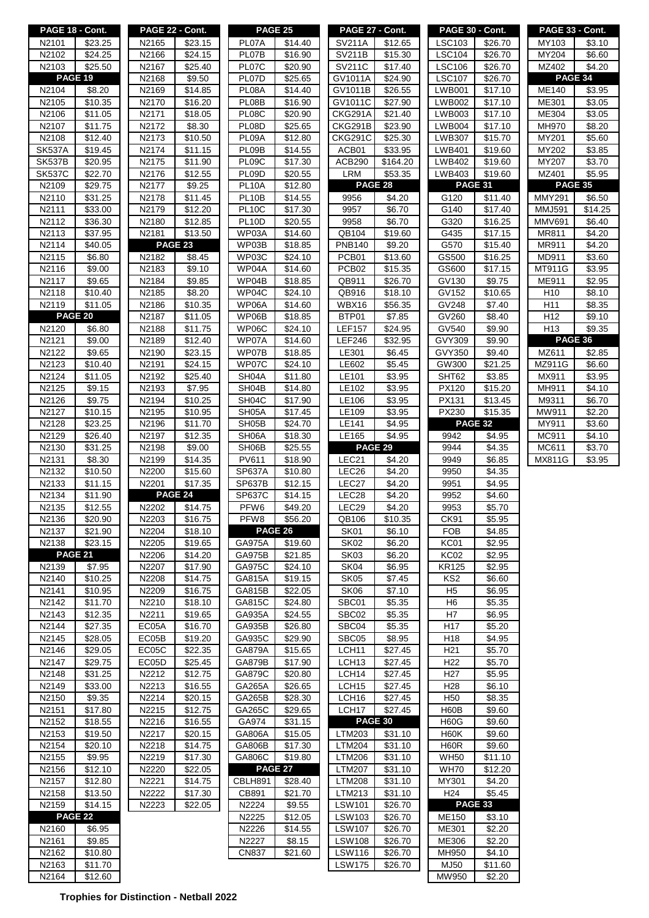| PAGE 18 - Cont. | |
|---|---|
| N2101 | $23.25 |
| N2102 | $24.25 |
| N2103 | $25.50 |
| **PAGE 19** | |
| N2104 | $8.20 |
| N2105 | $10.35 |
| N2106 | $11.05 |
| N2107 | $11.75 |
| N2108 | $12.40 |
| SK537A | $19.45 |
| SK537B | $20.95 |
| SK537C | $22.70 |
| N2109 | $29.75 |
| N2110 | $31.25 |
| N2111 | $33.00 |
| N2112 | $36.30 |
| N2113 | $37.95 |
| N2114 | $40.05 |
| N2115 | $6.80 |
| N2116 | $9.00 |
| N2117 | $9.65 |
| N2118 | $10.40 |
| N2119 | $11.05 |
| **PAGE 20** | |
| N2120 | $6.80 |
| N2121 | $9.00 |
| N2122 | $9.65 |
| N2123 | $10.40 |
| N2124 | $11.05 |
| N2125 | $9.15 |
| N2126 | $9.75 |
| N2127 | $10.15 |
| N2128 | $23.25 |
| N2129 | $26.40 |
| N2130 | $31.25 |
| N2131 | $8.30 |
| N2132 | $10.50 |
| N2133 | $11.15 |
| N2134 | $11.90 |
| N2135 | $12.55 |
| N2136 | $20.90 |
| N2137 | $21.90 |
| N2138 | $23.15 |
| **PAGE 21** | |
| N2139 | $7.95 |
| N2140 | $10.25 |
| N2141 | $10.95 |
| N2142 | $11.70 |
| N2143 | $12.35 |
| N2144 | $27.35 |
| N2145 | $28.05 |
| N2146 | $29.05 |
| N2147 | $29.75 |
| N2148 | $31.25 |
| N2149 | $33.00 |
| N2150 | $9.35 |
| N2151 | $17.80 |
| N2152 | $18.55 |
| N2153 | $19.50 |
| N2154 | $20.10 |
| N2155 | $9.95 |
| N2156 | $12.10 |
| N2157 | $12.80 |
| N2158 | $13.50 |
| N2159 | $14.15 |
| **PAGE 22** | |
| N2160 | $6.95 |
| N2161 | $9.85 |
| N2162 | $10.80 |
| N2163 | $11.70 |
| N2164 | $12.60 |

| PAGE 22 - Cont. | |
|---|---|
| N2165 | $23.15 |
| N2166 | $24.15 |
| N2167 | $25.40 |
| N2168 | $9.50 |
| N2169 | $14.85 |
| N2170 | $16.20 |
| N2171 | $18.05 |
| N2172 | $8.30 |
| N2173 | $10.50 |
| N2174 | $11.15 |
| N2175 | $11.90 |
| N2176 | $12.55 |
| N2177 | $9.25 |
| N2178 | $11.45 |
| N2179 | $12.20 |
| N2180 | $12.85 |
| N2181 | $13.50 |
| **PAGE 23** | |
| N2182 | $8.45 |
| N2183 | $9.10 |
| N2184 | $9.85 |
| N2185 | $8.20 |
| N2186 | $10.35 |
| N2187 | $11.05 |
| N2188 | $11.75 |
| N2189 | $12.40 |
| N2190 | $23.15 |
| N2191 | $24.15 |
| N2192 | $25.40 |
| N2193 | $7.95 |
| N2194 | $10.25 |
| N2195 | $10.95 |
| N2196 | $11.70 |
| N2197 | $12.35 |
| N2198 | $9.00 |
| N2199 | $14.35 |
| N2200 | $15.60 |
| N2201 | $17.35 |
| **PAGE 24** | |
| N2202 | $14.75 |
| N2203 | $16.75 |
| N2204 | $18.10 |
| N2205 | $19.65 |
| N2206 | $14.20 |
| N2207 | $17.90 |
| N2208 | $14.75 |
| N2209 | $16.75 |
| N2210 | $18.10 |
| N2211 | $19.65 |
| EC05A | $16.70 |
| EC05B | $19.20 |
| EC05C | $22.35 |
| EC05D | $25.45 |
| N2212 | $12.75 |
| N2213 | $16.55 |
| N2214 | $20.15 |
| N2215 | $12.75 |
| N2216 | $16.55 |
| N2217 | $20.15 |
| N2218 | $14.75 |
| N2219 | $17.30 |
| N2220 | $22.05 |
| N2221 | $14.75 |
| N2222 | $17.30 |
| N2223 | $22.05 |

| PAGE 25 | |
|---|---|
| PL07A | $14.40 |
| PL07B | $16.90 |
| PL07C | $20.90 |
| PL07D | $25.65 |
| PL08A | $14.40 |
| PL08B | $16.90 |
| PL08C | $20.90 |
| PL08D | $25.65 |
| PL09A | $12.80 |
| PL09B | $14.55 |
| PL09C | $17.30 |
| PL09D | $20.55 |
| PL10A | $12.80 |
| PL10B | $14.55 |
| PL10C | $17.30 |
| PL10D | $20.55 |
| WP03A | $14.60 |
| WP03B | $18.85 |
| WP03C | $24.10 |
| WP04A | $14.60 |
| WP04B | $18.85 |
| WP04C | $24.10 |
| WP06A | $14.60 |
| WP06B | $18.85 |
| WP06C | $24.10 |
| WP07A | $14.60 |
| WP07B | $18.85 |
| WP07C | $24.10 |
| SH04A | $11.80 |
| SH04B | $14.80 |
| SH04C | $17.90 |
| SH05A | $17.45 |
| SH05B | $24.70 |
| SH06A | $18.30 |
| SH06B | $25.55 |
| PV611 | $18.90 |
| SP637A | $10.80 |
| SP637B | $12.15 |
| SP637C | $14.15 |
| PFW6 | $49.20 |
| PFW8 | $56.20 |
| **PAGE 26** | |
| GA975A | $19.60 |
| GA975B | $21.85 |
| GA975C | $24.10 |
| GA815A | $19.15 |
| GA815B | $22.05 |
| GA815C | $24.80 |
| GA935A | $24.55 |
| GA935B | $26.80 |
| GA935C | $29.90 |
| GA879A | $15.65 |
| GA879B | $17.90 |
| GA879C | $20.80 |
| GA265A | $26.65 |
| GA265B | $28.30 |
| GA265C | $29.65 |
| GA974 | $31.15 |
| GA806A | $15.05 |
| GA806B | $17.30 |
| GA806C | $19.80 |
| **PAGE 27** | |
| CBLH891 | $28.40 |
| CB891 | $21.70 |
| N2224 | $9.55 |
| N2225 | $12.05 |
| N2226 | $14.55 |
| N2227 | $8.15 |
| CN837 | $21.60 |

| PAGE 27 - Cont. | |
|---|---|
| SV211A | $12.65 |
| SV211B | $15.30 |
| SV211C | $17.40 |
| GV1011A | $24.90 |
| GV1011B | $26.55 |
| GV1011C | $27.90 |
| CKG291A | $21.40 |
| CKG291B | $23.90 |
| CKG291C | $25.30 |
| ACB01 | $33.95 |
| ACB290 | $164.20 |
| LRM | $53.35 |
| **PAGE 28** | |
| 9956 | $4.20 |
| 9957 | $6.70 |
| 9958 | $6.70 |
| QB104 | $19.60 |
| PNB140 | $9.20 |
| PCB01 | $13.60 |
| PCB02 | $15.35 |
| QB911 | $26.70 |
| QB916 | $18.10 |
| WBX16 | $56.35 |
| BTP01 | $7.85 |
| LEF157 | $24.95 |
| LEF246 | $32.95 |
| LE301 | $6.45 |
| LE602 | $5.45 |
| LE101 | $3.95 |
| LE102 | $3.95 |
| LE106 | $3.95 |
| LE109 | $3.95 |
| LE141 | $4.95 |
| LE165 | $4.95 |
| **PAGE 29** | |
| LEC21 | $4.20 |
| LEC26 | $4.20 |
| LEC27 | $4.20 |
| LEC28 | $4.20 |
| LEC29 | $4.20 |
| QB106 | $10.35 |
| SK01 | $6.10 |
| SK02 | $6.20 |
| SK03 | $6.20 |
| SK04 | $6.95 |
| SK05 | $7.45 |
| SK06 | $7.10 |
| SBC01 | $5.35 |
| SBC02 | $5.35 |
| SBC04 | $5.35 |
| SBC05 | $8.95 |
| LCH11 | $27.45 |
| LCH13 | $27.45 |
| LCH14 | $27.45 |
| LCH15 | $27.45 |
| LCH16 | $27.45 |
| LCH17 | $27.45 |
| **PAGE 30** | |
| LTM203 | $31.10 |
| LTM204 | $31.10 |
| LTM206 | $31.10 |
| LTM207 | $31.10 |
| LTM208 | $31.10 |
| LTM213 | $31.10 |
| LSW101 | $26.70 |
| LSW103 | $26.70 |
| LSW107 | $26.70 |
| LSW108 | $26.70 |
| LSW116 | $26.70 |
| LSW175 | $26.70 |

| PAGE 30 - Cont. | |
|---|---|
| LSC103 | $26.70 |
| LSC104 | $26.70 |
| LSC106 | $26.70 |
| LSC107 | $26.70 |
| LWB001 | $17.10 |
| LWB002 | $17.10 |
| LWB003 | $17.10 |
| LWB004 | $17.10 |
| LWB307 | $15.70 |
| LWB401 | $19.60 |
| LWB402 | $19.60 |
| LWB403 | $19.60 |
| **PAGE 31** | |
| G120 | $11.40 |
| G140 | $17.40 |
| G320 | $16.25 |
| G435 | $17.15 |
| G570 | $15.40 |
| GS500 | $16.25 |
| GS600 | $17.15 |
| GV130 | $9.75 |
| GV152 | $10.65 |
| GV248 | $7.40 |
| GV260 | $8.40 |
| GV540 | $9.90 |
| GVY309 | $9.90 |
| GVY350 | $9.40 |
| GW300 | $21.25 |
| SHT62 | $3.85 |
| PX120 | $15.20 |
| PX131 | $13.45 |
| PX230 | $15.35 |
| **PAGE 32** | |
| 9942 | $4.95 |
| 9944 | $4.35 |
| 9949 | $6.85 |
| 9950 | $4.35 |
| 9951 | $4.95 |
| 9952 | $4.60 |
| 9953 | $5.70 |
| CK91 | $5.95 |
| FOB | $4.85 |
| KC01 | $2.95 |
| KC02 | $2.95 |
| KR125 | $2.95 |
| KS2 | $6.60 |
| H5 | $6.95 |
| H6 | $5.35 |
| H7 | $6.95 |
| H17 | $5.20 |
| H18 | $4.95 |
| H21 | $5.70 |
| H22 | $5.70 |
| H27 | $5.95 |
| H28 | $6.10 |
| H50 | $8.35 |
| H60B | $9.60 |
| H60G | $9.60 |
| H60K | $9.60 |
| H60R | $9.60 |
| WH50 | $11.10 |
| WH70 | $12.20 |
| MY301 | $4.20 |
| H24 | $5.45 |
| **PAGE 33** | |
| ME150 | $3.10 |
| ME301 | $2.20 |
| ME306 | $2.20 |
| MH950 | $4.10 |
| MJ50 | $11.60 |
| MW950 | $2.20 |

| PAGE 33 - Cont. | |
|---|---|
| MY103 | $3.10 |
| MY204 | $6.60 |
| MZ402 | $4.20 |
| **PAGE 34** | |
| ME140 | $3.95 |
| ME301 | $3.05 |
| ME304 | $3.05 |
| MH970 | $8.20 |
| MY201 | $5.60 |
| MY202 | $3.85 |
| MY207 | $3.70 |
| MZ401 | $5.95 |
| **PAGE 35** | |
| MMY291 | $6.50 |
| MMJ591 | $14.25 |
| MMV691 | $6.40 |
| MR811 | $4.20 |
| MR911 | $4.20 |
| MD911 | $3.60 |
| MT911G | $3.95 |
| ME911 | $2.95 |
| H10 | $8.10 |
| H11 | $8.35 |
| H12 | $9.10 |
| H13 | $9.35 |
| **PAGE 36** | |
| MZ611 | $2.85 |
| MZ911G | $6.60 |
| MX911 | $3.95 |
| MH911 | $4.10 |
| M9311 | $6.70 |
| MW911 | $2.20 |
| MY911 | $3.60 |
| MC911 | $4.10 |
| MC611 | $3.70 |
| MX811G | $3.95 |